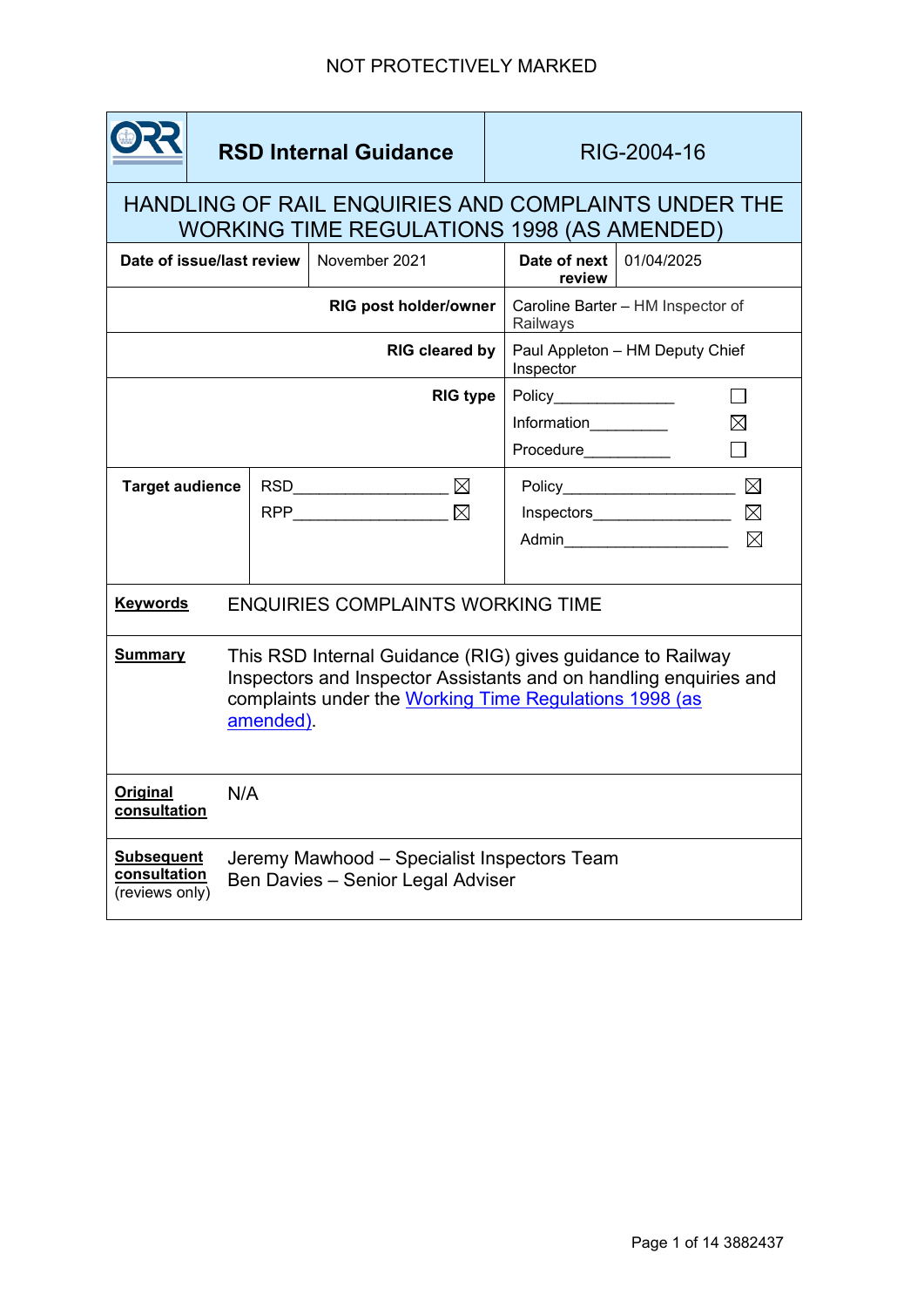NOT PROTECTIVELY MARKED

| | RSD Internal Guidance | RIG-2004-16 |
|---|---|---|

# HANDLING OF RAIL ENQUIRIES AND COMPLAINTS UNDER THE WORKING TIME REGULATIONS 1998 (AS AMENDED)

| Date of issue/last review | November 2021 | Date of next review | 01/04/2025 |
|---|---|---|---|
| RIG post holder/owner | | Caroline Barter – HM Inspector of Railways | |
| RIG cleared by | | Paul Appleton – HM Deputy Chief Inspector | |
| RIG type | | Policy ☐ <br> Information ☒ <br> Procedure ☐ | |
| Target audience | RSD ☒ <br> RPP ☒ | Policy ☒ <br> Inspectors ☒ <br> Admin ☒ | |

**Keywords** ENQUIRIES COMPLAINTS WORKING TIME

**Summary** This RSD Internal Guidance (RIG) gives guidance to Railway Inspectors and Inspector Assistants and on handling enquiries and complaints under the Working Time Regulations 1998 (as amended).

**Original consultation** N/A

**Subsequent consultation** (reviews only) Jeremy Mawhood – Specialist Inspectors Team
Ben Davies – Senior Legal Adviser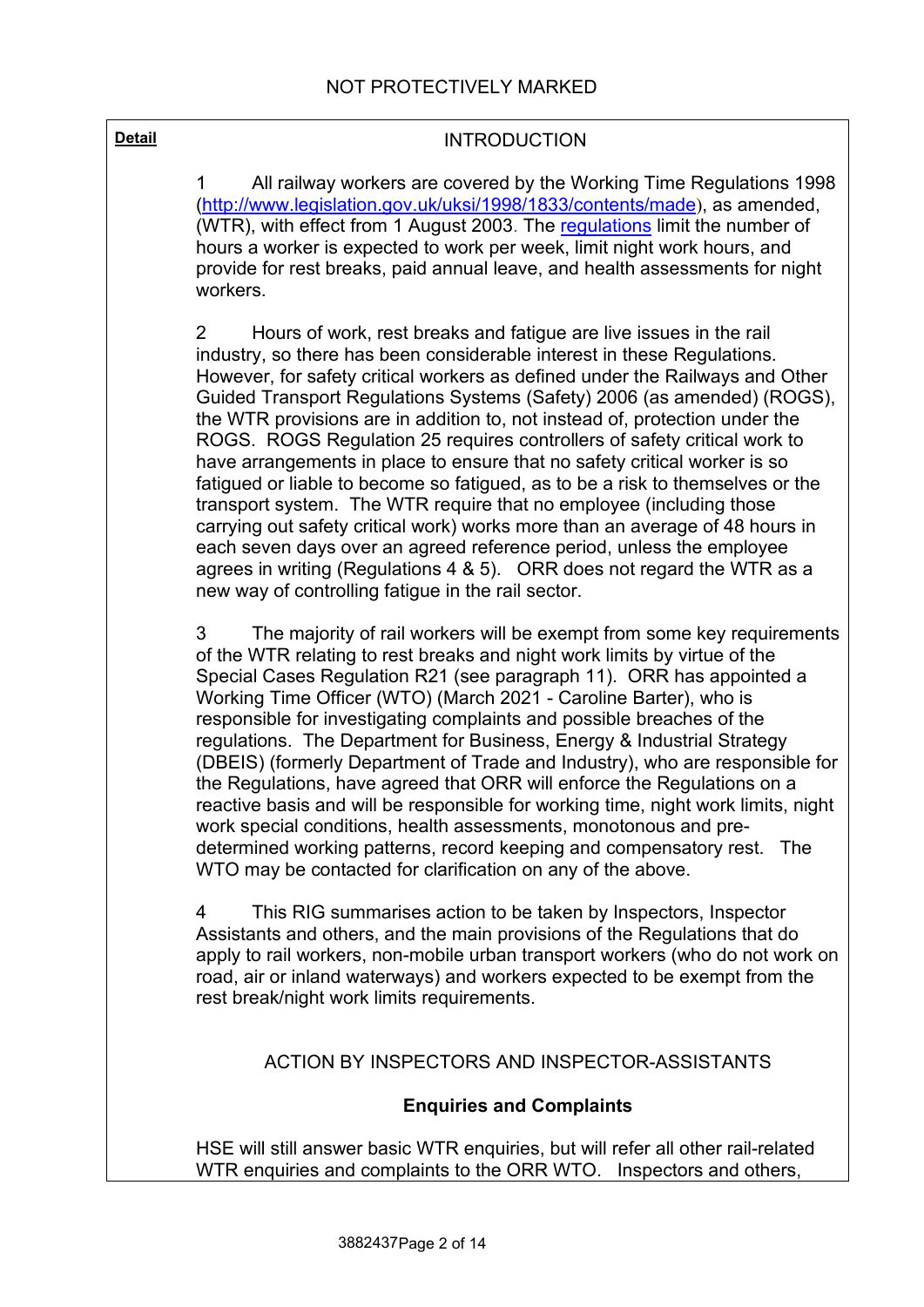**Detail**

## INTRODUCTION

1 All railway workers are covered by the Working Time Regulations 1998 (http://www.legislation.gov.uk/uksi/1998/1833/contents/made), as amended, (WTR), with effect from 1 August 2003. The regulations limit the number of hours a worker is expected to work per week, limit night work hours, and provide for rest breaks, paid annual leave, and health assessments for night workers.

2 Hours of work, rest breaks and fatigue are live issues in the rail industry, so there has been considerable interest in these Regulations. However, for safety critical workers as defined under the Railways and Other Guided Transport Regulations Systems (Safety) 2006 (as amended) (ROGS), the WTR provisions are in addition to, not instead of, protection under the ROGS. ROGS Regulation 25 requires controllers of safety critical work to have arrangements in place to ensure that no safety critical worker is so fatigued or liable to become so fatigued, as to be a risk to themselves or the transport system. The WTR require that no employee (including those carrying out safety critical work) works more than an average of 48 hours in each seven days over an agreed reference period, unless the employee agrees in writing (Regulations 4 & 5). ORR does not regard the WTR as a new way of controlling fatigue in the rail sector.

3 The majority of rail workers will be exempt from some key requirements of the WTR relating to rest breaks and night work limits by virtue of the Special Cases Regulation R21 (see paragraph 11). ORR has appointed a Working Time Officer (WTO) (March 2021 - Caroline Barter), who is responsible for investigating complaints and possible breaches of the regulations. The Department for Business, Energy & Industrial Strategy (DBEIS) (formerly Department of Trade and Industry), who are responsible for the Regulations, have agreed that ORR will enforce the Regulations on a reactive basis and will be responsible for working time, night work limits, night work special conditions, health assessments, monotonous and pre-determined working patterns, record keeping and compensatory rest. The WTO may be contacted for clarification on any of the above.

4 This RIG summarises action to be taken by Inspectors, Inspector Assistants and others, and the main provisions of the Regulations that do apply to rail workers, non-mobile urban transport workers (who do not work on road, air or inland waterways) and workers expected to be exempt from the rest break/night work limits requirements.

## ACTION BY INSPECTORS AND INSPECTOR-ASSISTANTS

### Enquiries and Complaints

HSE will still answer basic WTR enquiries, but will refer all other rail-related WTR enquiries and complaints to the ORR WTO. Inspectors and others,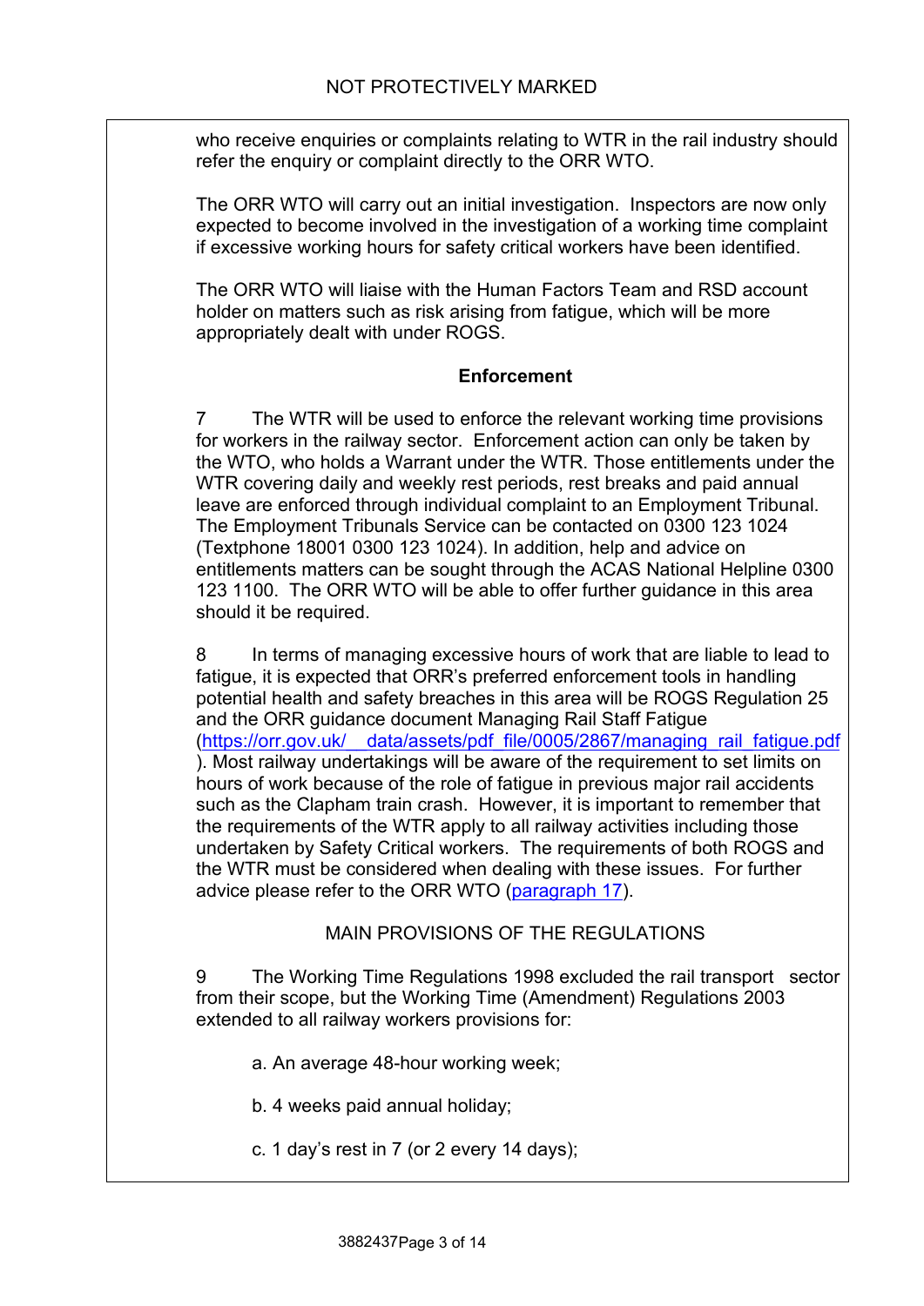who receive enquiries or complaints relating to WTR in the rail industry should refer the enquiry or complaint directly to the ORR WTO.

The ORR WTO will carry out an initial investigation. Inspectors are now only expected to become involved in the investigation of a working time complaint if excessive working hours for safety critical workers have been identified.

The ORR WTO will liaise with the Human Factors Team and RSD account holder on matters such as risk arising from fatigue, which will be more appropriately dealt with under ROGS.

**Enforcement**

7 The WTR will be used to enforce the relevant working time provisions for workers in the railway sector. Enforcement action can only be taken by the WTO, who holds a Warrant under the WTR. Those entitlements under the WTR covering daily and weekly rest periods, rest breaks and paid annual leave are enforced through individual complaint to an Employment Tribunal. The Employment Tribunals Service can be contacted on 0300 123 1024 (Textphone 18001 0300 123 1024). In addition, help and advice on entitlements matters can be sought through the ACAS National Helpline 0300 123 1100. The ORR WTO will be able to offer further guidance in this area should it be required.

8 In terms of managing excessive hours of work that are liable to lead to fatigue, it is expected that ORR's preferred enforcement tools in handling potential health and safety breaches in this area will be ROGS Regulation 25 and the ORR guidance document Managing Rail Staff Fatigue (https://orr.gov.uk/__data/assets/pdf_file/0005/2867/managing_rail_fatigue.pdf). Most railway undertakings will be aware of the requirement to set limits on hours of work because of the role of fatigue in previous major rail accidents such as the Clapham train crash. However, it is important to remember that the requirements of the WTR apply to all railway activities including those undertaken by Safety Critical workers. The requirements of both ROGS and the WTR must be considered when dealing with these issues. For further advice please refer to the ORR WTO (paragraph 17).

MAIN PROVISIONS OF THE REGULATIONS

9 The Working Time Regulations 1998 excluded the rail transport sector from their scope, but the Working Time (Amendment) Regulations 2003 extended to all railway workers provisions for:

a. An average 48-hour working week;

b. 4 weeks paid annual holiday;

c. 1 day's rest in 7 (or 2 every 14 days);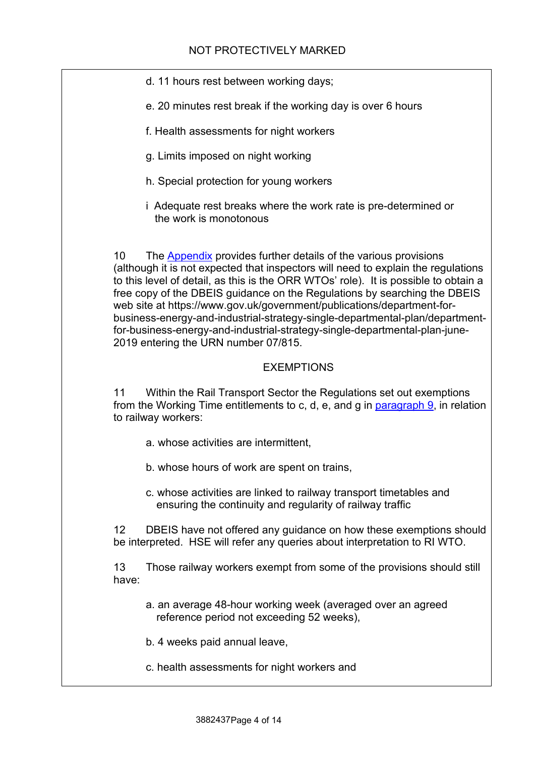d. 11 hours rest between working days;

e. 20 minutes rest break if the working day is over 6 hours

f. Health assessments for night workers

g. Limits imposed on night working

h. Special protection for young workers

i Adequate rest breaks where the work rate is pre-determined or the work is monotonous

10 The Appendix provides further details of the various provisions (although it is not expected that inspectors will need to explain the regulations to this level of detail, as this is the ORR WTOs' role). It is possible to obtain a free copy of the DBEIS guidance on the Regulations by searching the DBEIS web site at https://www.gov.uk/government/publications/department-for-business-energy-and-industrial-strategy-single-departmental-plan/department-for-business-energy-and-industrial-strategy-single-departmental-plan-june-2019 entering the URN number 07/815.

## EXEMPTIONS

11 Within the Rail Transport Sector the Regulations set out exemptions from the Working Time entitlements to c, d, e, and g in paragraph 9, in relation to railway workers:

a. whose activities are intermittent,

b. whose hours of work are spent on trains,

c. whose activities are linked to railway transport timetables and ensuring the continuity and regularity of railway traffic

12 DBEIS have not offered any guidance on how these exemptions should be interpreted. HSE will refer any queries about interpretation to RI WTO.

13 Those railway workers exempt from some of the provisions should still have:

a. an average 48-hour working week (averaged over an agreed reference period not exceeding 52 weeks),

b. 4 weeks paid annual leave,

c. health assessments for night workers and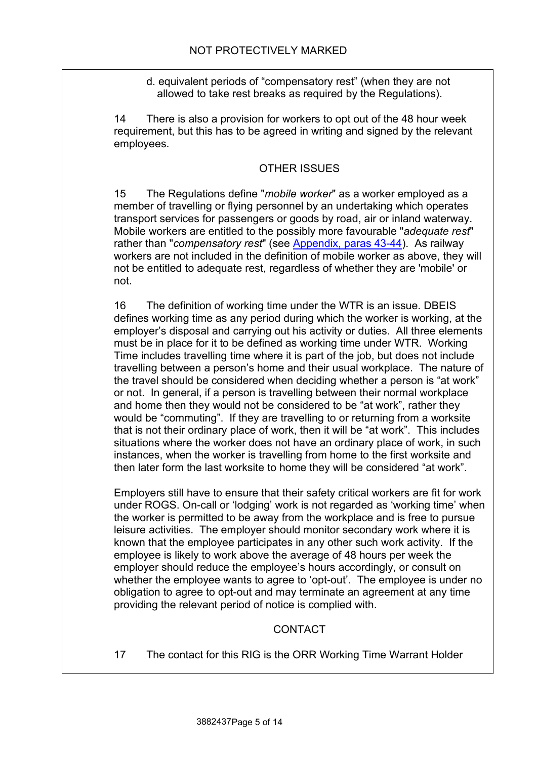d. equivalent periods of "compensatory rest" (when they are not allowed to take rest breaks as required by the Regulations).

14 There is also a provision for workers to opt out of the 48 hour week requirement, but this has to be agreed in writing and signed by the relevant employees.

## OTHER ISSUES

15 The Regulations define "*mobile worker*" as a worker employed as a member of travelling or flying personnel by an undertaking which operates transport services for passengers or goods by road, air or inland waterway. Mobile workers are entitled to the possibly more favourable "*adequate rest*" rather than "*compensatory rest*" (see [Appendix, paras 43-44](#)). As railway workers are not included in the definition of mobile worker as above, they will not be entitled to adequate rest, regardless of whether they are 'mobile' or not.

16 The definition of working time under the WTR is an issue. DBEIS defines working time as any period during which the worker is working, at the employer's disposal and carrying out his activity or duties. All three elements must be in place for it to be defined as working time under WTR. Working Time includes travelling time where it is part of the job, but does not include travelling between a person's home and their usual workplace. The nature of the travel should be considered when deciding whether a person is "at work" or not. In general, if a person is travelling between their normal workplace and home then they would not be considered to be "at work", rather they would be "commuting". If they are travelling to or returning from a worksite that is not their ordinary place of work, then it will be "at work". This includes situations where the worker does not have an ordinary place of work, in such instances, when the worker is travelling from home to the first worksite and then later form the last worksite to home they will be considered "at work".

Employers still have to ensure that their safety critical workers are fit for work under ROGS. On-call or 'lodging' work is not regarded as 'working time' when the worker is permitted to be away from the workplace and is free to pursue leisure activities. The employer should monitor secondary work where it is known that the employee participates in any other such work activity. If the employee is likely to work above the average of 48 hours per week the employer should reduce the employee's hours accordingly, or consult on whether the employee wants to agree to 'opt-out'. The employee is under no obligation to agree to opt-out and may terminate an agreement at any time providing the relevant period of notice is complied with.

## CONTACT

17 The contact for this RIG is the ORR Working Time Warrant Holder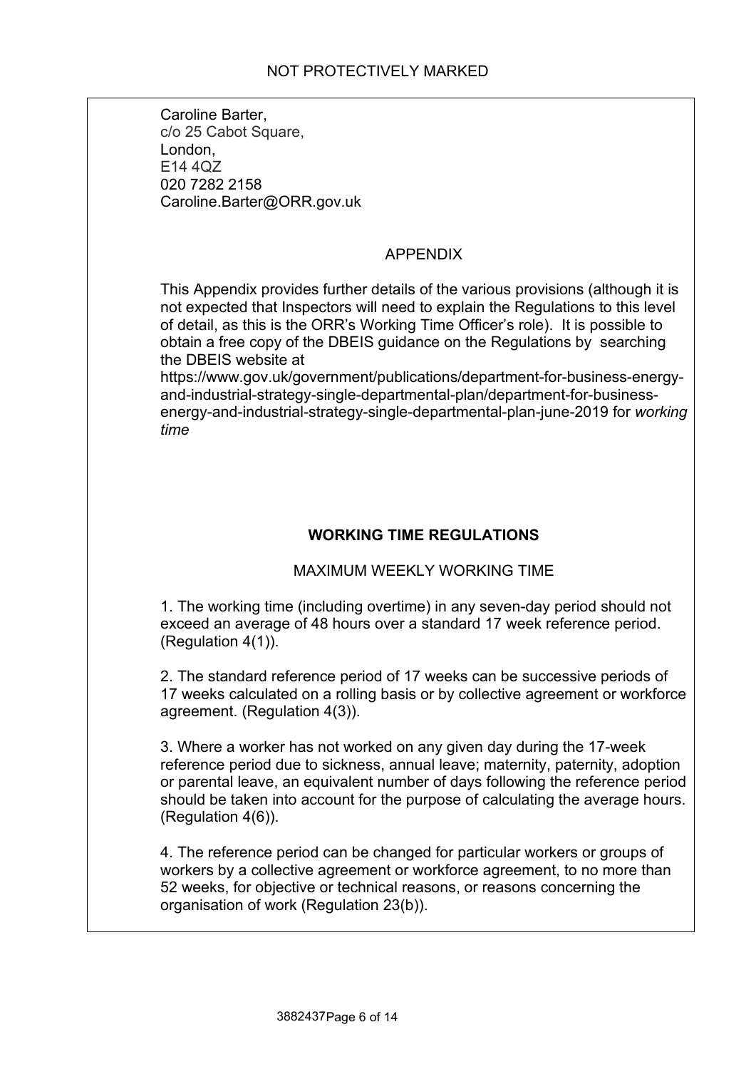Caroline Barter,
c/o 25 Cabot Square,
London,
E14 4QZ
020 7282 2158
Caroline.Barter@ORR.gov.uk

## APPENDIX

This Appendix provides further details of the various provisions (although it is not expected that Inspectors will need to explain the Regulations to this level of detail, as this is the ORR's Working Time Officer's role). It is possible to obtain a free copy of the DBEIS guidance on the Regulations by searching the DBEIS website at https://www.gov.uk/government/publications/department-for-business-energy-and-industrial-strategy-single-departmental-plan/department-for-business-energy-and-industrial-strategy-single-departmental-plan-june-2019 for *working time*

## WORKING TIME REGULATIONS

### MAXIMUM WEEKLY WORKING TIME

1. The working time (including overtime) in any seven-day period should not exceed an average of 48 hours over a standard 17 week reference period. (Regulation 4(1)).

2. The standard reference period of 17 weeks can be successive periods of 17 weeks calculated on a rolling basis or by collective agreement or workforce agreement. (Regulation 4(3)).

3. Where a worker has not worked on any given day during the 17-week reference period due to sickness, annual leave; maternity, paternity, adoption or parental leave, an equivalent number of days following the reference period should be taken into account for the purpose of calculating the average hours. (Regulation 4(6)).

4. The reference period can be changed for particular workers or groups of workers by a collective agreement or workforce agreement, to no more than 52 weeks, for objective or technical reasons, or reasons concerning the organisation of work (Regulation 23(b)).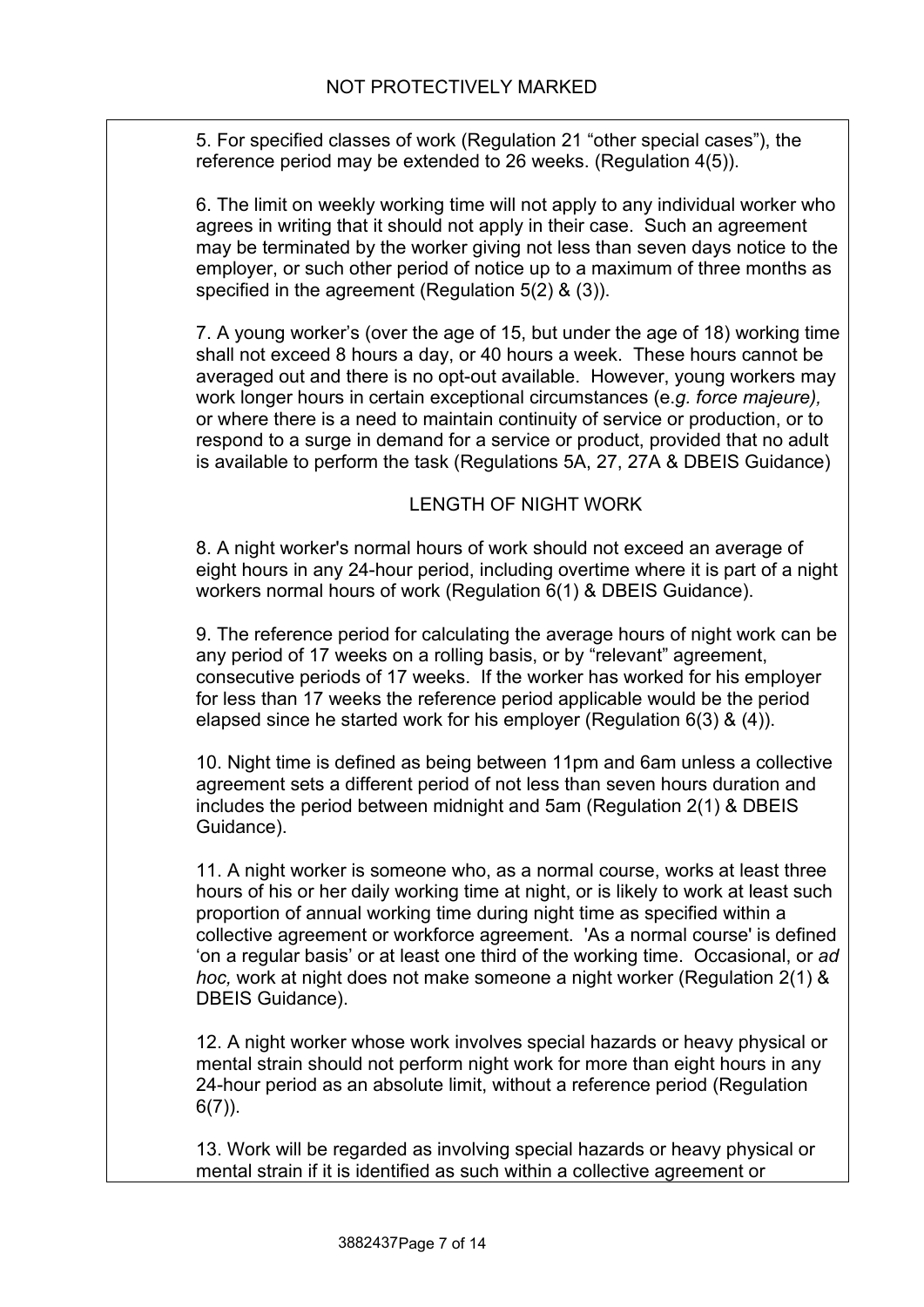5. For specified classes of work (Regulation 21 “other special cases”), the reference period may be extended to 26 weeks. (Regulation 4(5)).

6. The limit on weekly working time will not apply to any individual worker who agrees in writing that it should not apply in their case. Such an agreement may be terminated by the worker giving not less than seven days notice to the employer, or such other period of notice up to a maximum of three months as specified in the agreement (Regulation 5(2) & (3)).

7. A young worker’s (over the age of 15, but under the age of 18) working time shall not exceed 8 hours a day, or 40 hours a week. These hours cannot be averaged out and there is no opt-out available. However, young workers may work longer hours in certain exceptional circumstances (e.*g. force majeure),* or where there is a need to maintain continuity of service or production, or to respond to a surge in demand for a service or product, provided that no adult is available to perform the task (Regulations 5A, 27, 27A & DBEIS Guidance)

## LENGTH OF NIGHT WORK

8. A night worker's normal hours of work should not exceed an average of eight hours in any 24-hour period, including overtime where it is part of a night workers normal hours of work (Regulation 6(1) & DBEIS Guidance).

9. The reference period for calculating the average hours of night work can be any period of 17 weeks on a rolling basis, or by “relevant” agreement, consecutive periods of 17 weeks. If the worker has worked for his employer for less than 17 weeks the reference period applicable would be the period elapsed since he started work for his employer (Regulation 6(3) & (4)).

10. Night time is defined as being between 11pm and 6am unless a collective agreement sets a different period of not less than seven hours duration and includes the period between midnight and 5am (Regulation 2(1) & DBEIS Guidance).

11. A night worker is someone who, as a normal course, works at least three hours of his or her daily working time at night, or is likely to work at least such proportion of annual working time during night time as specified within a collective agreement or workforce agreement. 'As a normal course' is defined ‘on a regular basis’ or at least one third of the working time. Occasional, or *ad hoc,* work at night does not make someone a night worker (Regulation 2(1) & DBEIS Guidance).

12. A night worker whose work involves special hazards or heavy physical or mental strain should not perform night work for more than eight hours in any 24-hour period as an absolute limit, without a reference period (Regulation 6(7)).

13. Work will be regarded as involving special hazards or heavy physical or mental strain if it is identified as such within a collective agreement or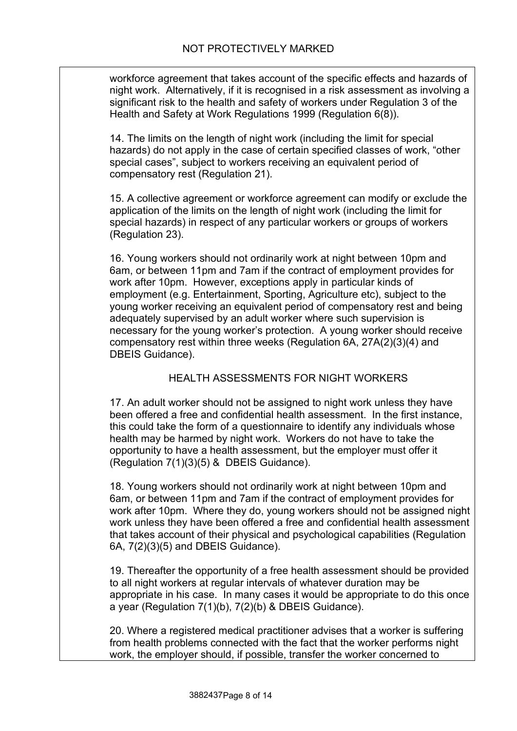workforce agreement that takes account of the specific effects and hazards of night work. Alternatively, if it is recognised in a risk assessment as involving a significant risk to the health and safety of workers under Regulation 3 of the Health and Safety at Work Regulations 1999 (Regulation 6(8)).

14. The limits on the length of night work (including the limit for special hazards) do not apply in the case of certain specified classes of work, “other special cases”, subject to workers receiving an equivalent period of compensatory rest (Regulation 21).

15. A collective agreement or workforce agreement can modify or exclude the application of the limits on the length of night work (including the limit for special hazards) in respect of any particular workers or groups of workers (Regulation 23).

16. Young workers should not ordinarily work at night between 10pm and 6am, or between 11pm and 7am if the contract of employment provides for work after 10pm. However, exceptions apply in particular kinds of employment (e.g. Entertainment, Sporting, Agriculture etc), subject to the young worker receiving an equivalent period of compensatory rest and being adequately supervised by an adult worker where such supervision is necessary for the young worker’s protection. A young worker should receive compensatory rest within three weeks (Regulation 6A, 27A(2)(3)(4) and DBEIS Guidance).

## HEALTH ASSESSMENTS FOR NIGHT WORKERS

17. An adult worker should not be assigned to night work unless they have been offered a free and confidential health assessment. In the first instance, this could take the form of a questionnaire to identify any individuals whose health may be harmed by night work. Workers do not have to take the opportunity to have a health assessment, but the employer must offer it (Regulation 7(1)(3)(5) & DBEIS Guidance).

18. Young workers should not ordinarily work at night between 10pm and 6am, or between 11pm and 7am if the contract of employment provides for work after 10pm. Where they do, young workers should not be assigned night work unless they have been offered a free and confidential health assessment that takes account of their physical and psychological capabilities (Regulation 6A, 7(2)(3)(5) and DBEIS Guidance).

19. Thereafter the opportunity of a free health assessment should be provided to all night workers at regular intervals of whatever duration may be appropriate in his case. In many cases it would be appropriate to do this once a year (Regulation 7(1)(b), 7(2)(b) & DBEIS Guidance).

20. Where a registered medical practitioner advises that a worker is suffering from health problems connected with the fact that the worker performs night work, the employer should, if possible, transfer the worker concerned to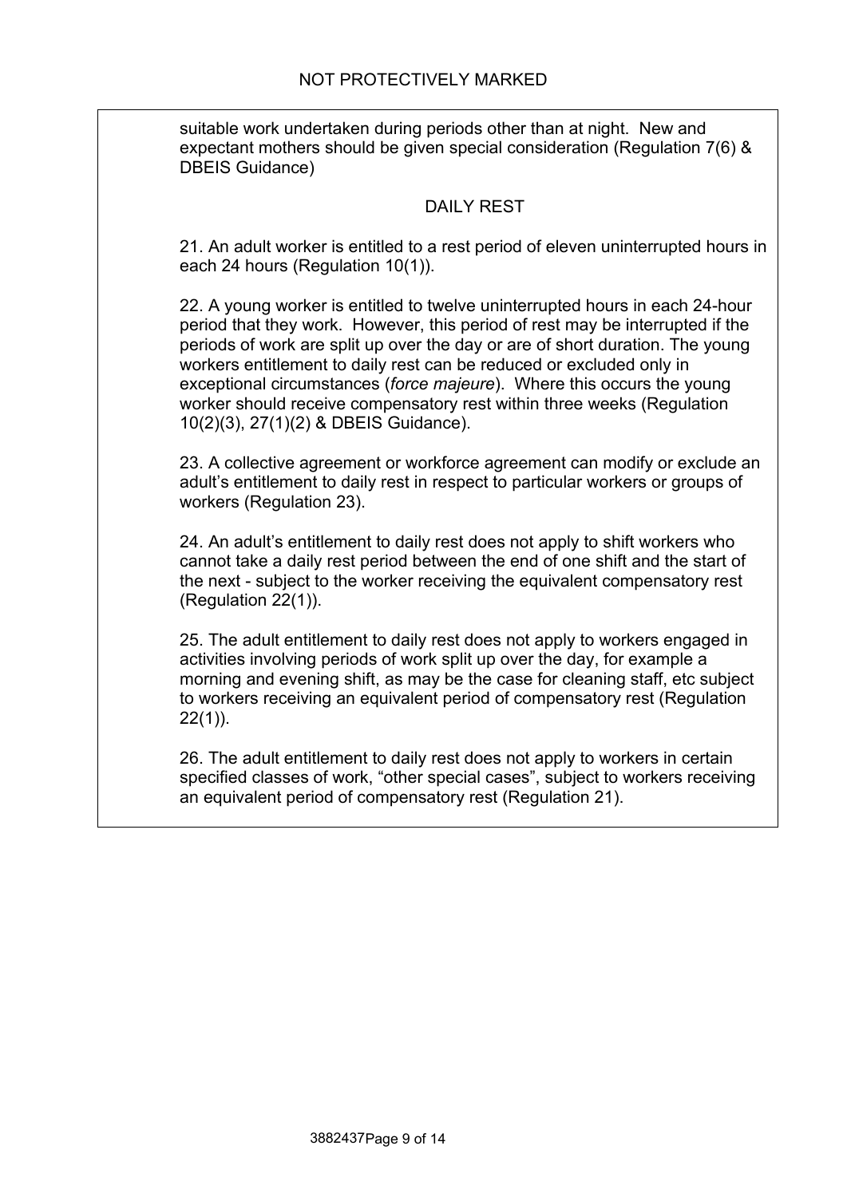suitable work undertaken during periods other than at night. New and expectant mothers should be given special consideration (Regulation 7(6) & DBEIS Guidance)

## DAILY REST

21. An adult worker is entitled to a rest period of eleven uninterrupted hours in each 24 hours (Regulation 10(1)).

22. A young worker is entitled to twelve uninterrupted hours in each 24-hour period that they work. However, this period of rest may be interrupted if the periods of work are split up over the day or are of short duration. The young workers entitlement to daily rest can be reduced or excluded only in exceptional circumstances (*force majeure*). Where this occurs the young worker should receive compensatory rest within three weeks (Regulation 10(2)(3), 27(1)(2) & DBEIS Guidance).

23. A collective agreement or workforce agreement can modify or exclude an adult's entitlement to daily rest in respect to particular workers or groups of workers (Regulation 23).

24. An adult's entitlement to daily rest does not apply to shift workers who cannot take a daily rest period between the end of one shift and the start of the next - subject to the worker receiving the equivalent compensatory rest (Regulation 22(1)).

25. The adult entitlement to daily rest does not apply to workers engaged in activities involving periods of work split up over the day, for example a morning and evening shift, as may be the case for cleaning staff, etc subject to workers receiving an equivalent period of compensatory rest (Regulation 22(1)).

26. The adult entitlement to daily rest does not apply to workers in certain specified classes of work, "other special cases", subject to workers receiving an equivalent period of compensatory rest (Regulation 21).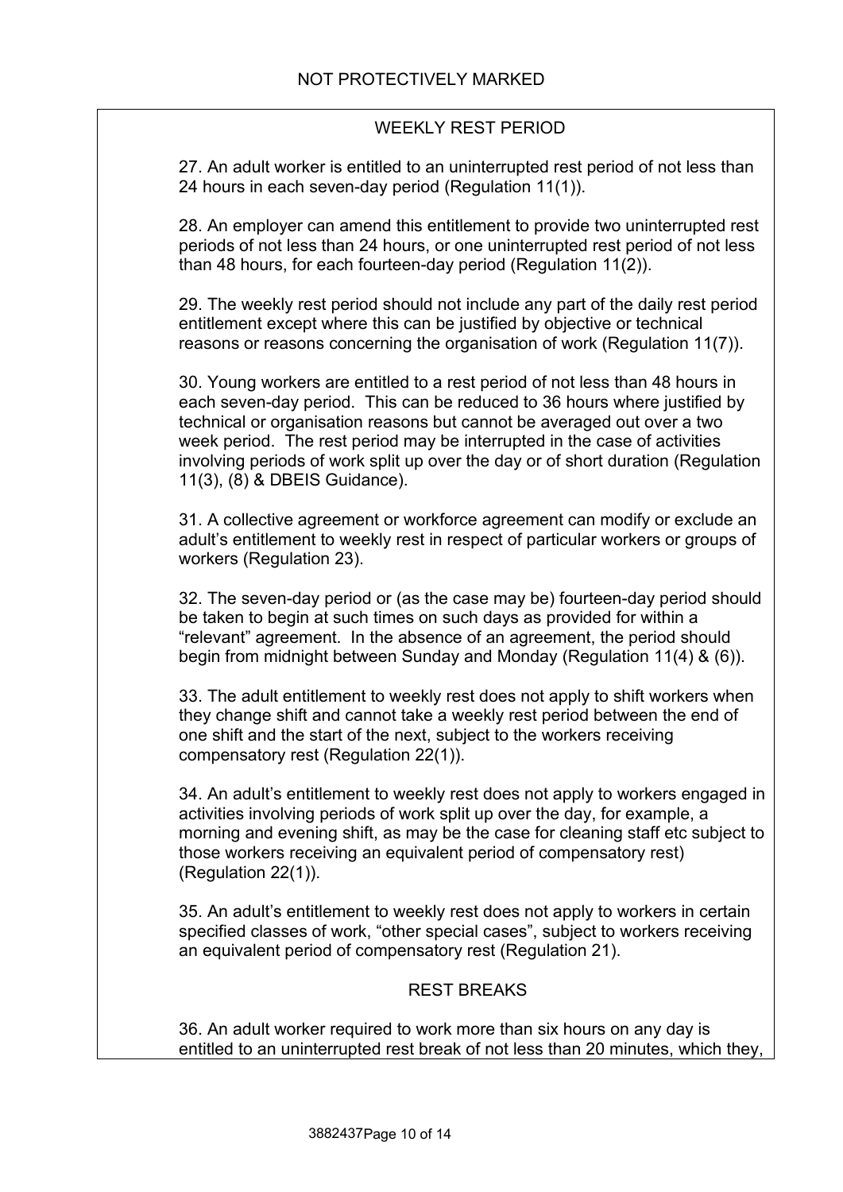## WEEKLY REST PERIOD

27. An adult worker is entitled to an uninterrupted rest period of not less than 24 hours in each seven-day period (Regulation 11(1)).

28. An employer can amend this entitlement to provide two uninterrupted rest periods of not less than 24 hours, or one uninterrupted rest period of not less than 48 hours, for each fourteen-day period (Regulation 11(2)).

29. The weekly rest period should not include any part of the daily rest period entitlement except where this can be justified by objective or technical reasons or reasons concerning the organisation of work (Regulation 11(7)).

30. Young workers are entitled to a rest period of not less than 48 hours in each seven-day period. This can be reduced to 36 hours where justified by technical or organisation reasons but cannot be averaged out over a two week period. The rest period may be interrupted in the case of activities involving periods of work split up over the day or of short duration (Regulation 11(3), (8) & DBEIS Guidance).

31. A collective agreement or workforce agreement can modify or exclude an adult's entitlement to weekly rest in respect of particular workers or groups of workers (Regulation 23).

32. The seven-day period or (as the case may be) fourteen-day period should be taken to begin at such times on such days as provided for within a "relevant" agreement. In the absence of an agreement, the period should begin from midnight between Sunday and Monday (Regulation 11(4) & (6)).

33. The adult entitlement to weekly rest does not apply to shift workers when they change shift and cannot take a weekly rest period between the end of one shift and the start of the next, subject to the workers receiving compensatory rest (Regulation 22(1)).

34. An adult's entitlement to weekly rest does not apply to workers engaged in activities involving periods of work split up over the day, for example, a morning and evening shift, as may be the case for cleaning staff etc subject to those workers receiving an equivalent period of compensatory rest) (Regulation 22(1)).

35. An adult's entitlement to weekly rest does not apply to workers in certain specified classes of work, "other special cases", subject to workers receiving an equivalent period of compensatory rest (Regulation 21).

## REST BREAKS

36. An adult worker required to work more than six hours on any day is entitled to an uninterrupted rest break of not less than 20 minutes, which they,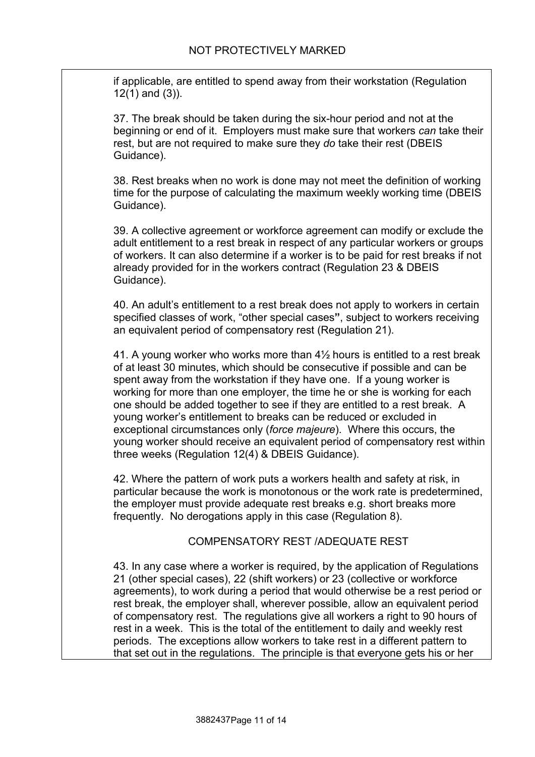if applicable, are entitled to spend away from their workstation (Regulation 12(1) and (3)).

37. The break should be taken during the six-hour period and not at the beginning or end of it. Employers must make sure that workers *can* take their rest, but are not required to make sure they *do* take their rest (DBEIS Guidance).

38. Rest breaks when no work is done may not meet the definition of working time for the purpose of calculating the maximum weekly working time (DBEIS Guidance).

39. A collective agreement or workforce agreement can modify or exclude the adult entitlement to a rest break in respect of any particular workers or groups of workers. It can also determine if a worker is to be paid for rest breaks if not already provided for in the workers contract (Regulation 23 & DBEIS Guidance).

40. An adult's entitlement to a rest break does not apply to workers in certain specified classes of work, "other special cases", subject to workers receiving an equivalent period of compensatory rest (Regulation 21).

41. A young worker who works more than 4½ hours is entitled to a rest break of at least 30 minutes, which should be consecutive if possible and can be spent away from the workstation if they have one. If a young worker is working for more than one employer, the time he or she is working for each one should be added together to see if they are entitled to a rest break. A young worker's entitlement to breaks can be reduced or excluded in exceptional circumstances only (*force majeure*). Where this occurs, the young worker should receive an equivalent period of compensatory rest within three weeks (Regulation 12(4) & DBEIS Guidance).

42. Where the pattern of work puts a workers health and safety at risk, in particular because the work is monotonous or the work rate is predetermined, the employer must provide adequate rest breaks e.g. short breaks more frequently. No derogations apply in this case (Regulation 8).

## COMPENSATORY REST /ADEQUATE REST

43. In any case where a worker is required, by the application of Regulations 21 (other special cases), 22 (shift workers) or 23 (collective or workforce agreements), to work during a period that would otherwise be a rest period or rest break, the employer shall, wherever possible, allow an equivalent period of compensatory rest. The regulations give all workers a right to 90 hours of rest in a week. This is the total of the entitlement to daily and weekly rest periods. The exceptions allow workers to take rest in a different pattern to that set out in the regulations. The principle is that everyone gets his or her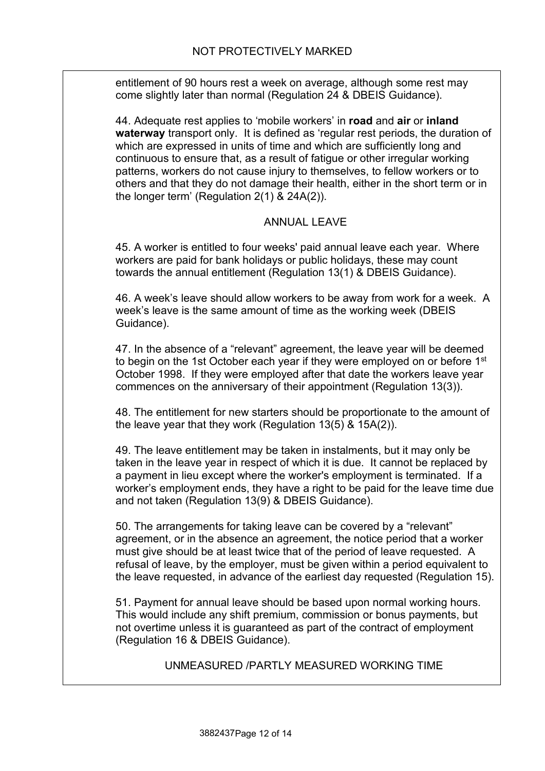entitlement of 90 hours rest a week on average, although some rest may come slightly later than normal (Regulation 24 & DBEIS Guidance).

44. Adequate rest applies to 'mobile workers' in **road** and **air** or **inland waterway** transport only. It is defined as 'regular rest periods, the duration of which are expressed in units of time and which are sufficiently long and continuous to ensure that, as a result of fatigue or other irregular working patterns, workers do not cause injury to themselves, to fellow workers or to others and that they do not damage their health, either in the short term or in the longer term' (Regulation 2(1) & 24A(2)).

## ANNUAL LEAVE

45. A worker is entitled to four weeks' paid annual leave each year. Where workers are paid for bank holidays or public holidays, these may count towards the annual entitlement (Regulation 13(1) & DBEIS Guidance).

46. A week's leave should allow workers to be away from work for a week. A week's leave is the same amount of time as the working week (DBEIS Guidance).

47. In the absence of a "relevant" agreement, the leave year will be deemed to begin on the 1st October each year if they were employed on or before 1st October 1998. If they were employed after that date the workers leave year commences on the anniversary of their appointment (Regulation 13(3)).

48. The entitlement for new starters should be proportionate to the amount of the leave year that they work (Regulation 13(5) & 15A(2)).

49. The leave entitlement may be taken in instalments, but it may only be taken in the leave year in respect of which it is due. It cannot be replaced by a payment in lieu except where the worker's employment is terminated. If a worker's employment ends, they have a right to be paid for the leave time due and not taken (Regulation 13(9) & DBEIS Guidance).

50. The arrangements for taking leave can be covered by a "relevant" agreement, or in the absence an agreement, the notice period that a worker must give should be at least twice that of the period of leave requested. A refusal of leave, by the employer, must be given within a period equivalent to the leave requested, in advance of the earliest day requested (Regulation 15).

51. Payment for annual leave should be based upon normal working hours. This would include any shift premium, commission or bonus payments, but not overtime unless it is guaranteed as part of the contract of employment (Regulation 16 & DBEIS Guidance).

## UNMEASURED /PARTLY MEASURED WORKING TIME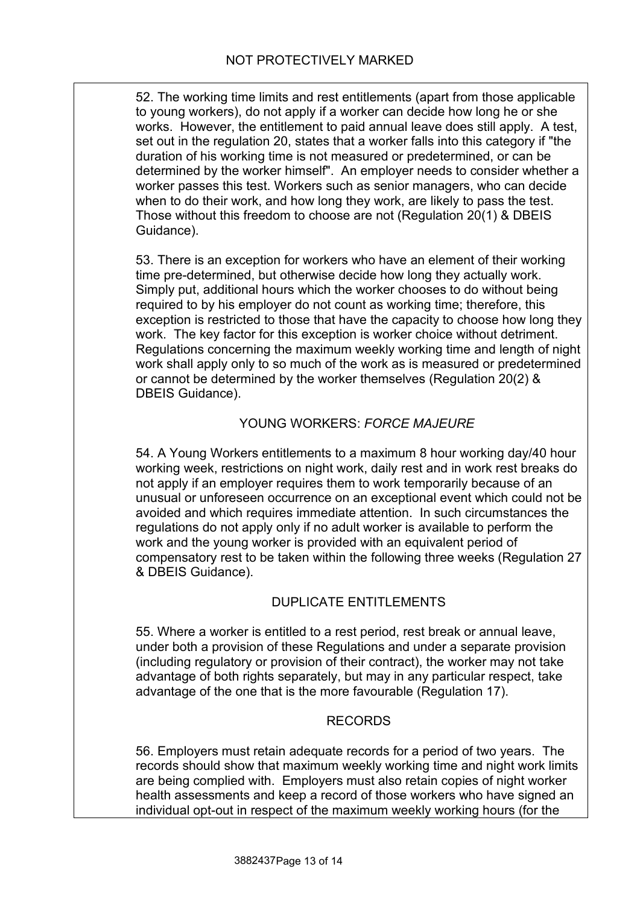52. The working time limits and rest entitlements (apart from those applicable to young workers), do not apply if a worker can decide how long he or she works. However, the entitlement to paid annual leave does still apply. A test, set out in the regulation 20, states that a worker falls into this category if "the duration of his working time is not measured or predetermined, or can be determined by the worker himself". An employer needs to consider whether a worker passes this test. Workers such as senior managers, who can decide when to do their work, and how long they work, are likely to pass the test. Those without this freedom to choose are not (Regulation 20(1) & DBEIS Guidance).

53. There is an exception for workers who have an element of their working time pre-determined, but otherwise decide how long they actually work. Simply put, additional hours which the worker chooses to do without being required to by his employer do not count as working time; therefore, this exception is restricted to those that have the capacity to choose how long they work. The key factor for this exception is worker choice without detriment. Regulations concerning the maximum weekly working time and length of night work shall apply only to so much of the work as is measured or predetermined or cannot be determined by the worker themselves (Regulation 20(2) & DBEIS Guidance).

## YOUNG WORKERS: *FORCE MAJEURE*

54. A Young Workers entitlements to a maximum 8 hour working day/40 hour working week, restrictions on night work, daily rest and in work rest breaks do not apply if an employer requires them to work temporarily because of an unusual or unforeseen occurrence on an exceptional event which could not be avoided and which requires immediate attention. In such circumstances the regulations do not apply only if no adult worker is available to perform the work and the young worker is provided with an equivalent period of compensatory rest to be taken within the following three weeks (Regulation 27 & DBEIS Guidance).

## DUPLICATE ENTITLEMENTS

55. Where a worker is entitled to a rest period, rest break or annual leave, under both a provision of these Regulations and under a separate provision (including regulatory or provision of their contract), the worker may not take advantage of both rights separately, but may in any particular respect, take advantage of the one that is the more favourable (Regulation 17).

## RECORDS

56. Employers must retain adequate records for a period of two years. The records should show that maximum weekly working time and night work limits are being complied with. Employers must also retain copies of night worker health assessments and keep a record of those workers who have signed an individual opt-out in respect of the maximum weekly working hours (for the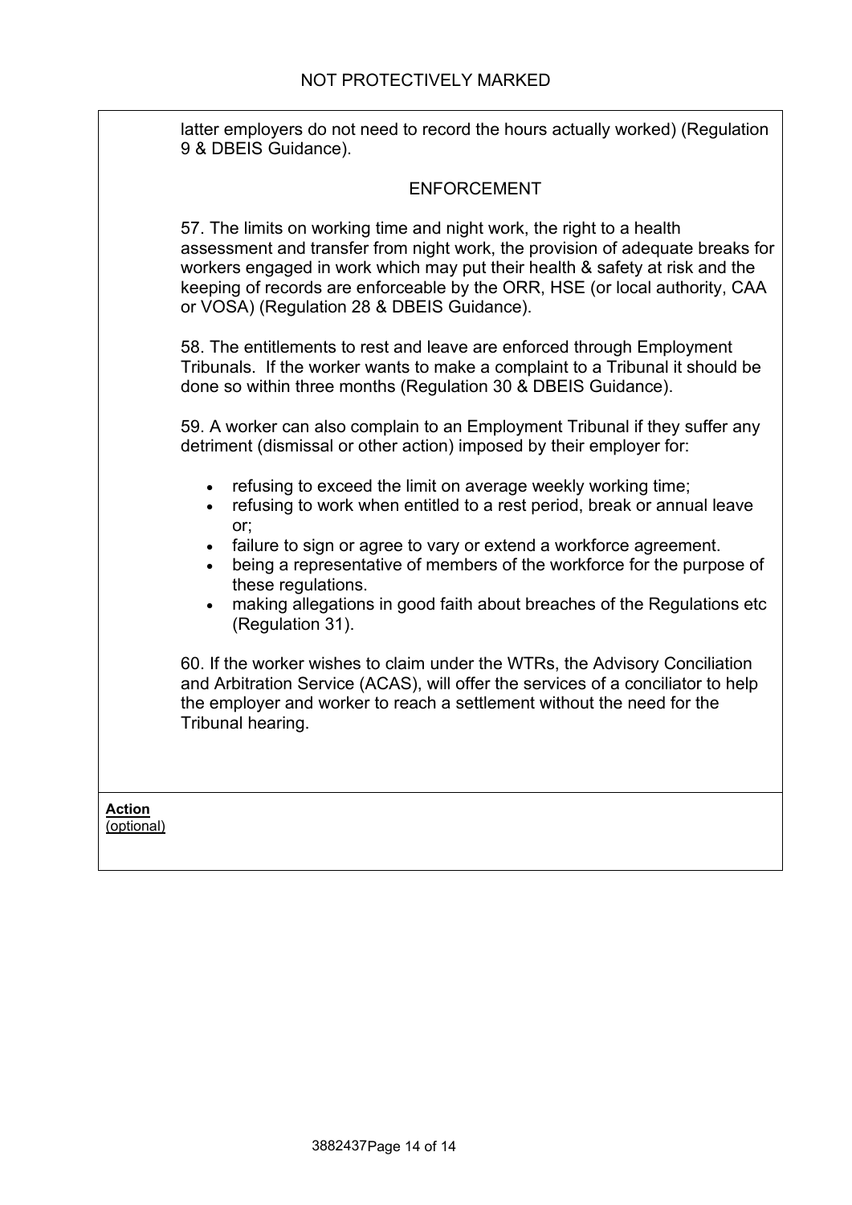latter employers do not need to record the hours actually worked) (Regulation 9 & DBEIS Guidance).

## ENFORCEMENT

57. The limits on working time and night work, the right to a health assessment and transfer from night work, the provision of adequate breaks for workers engaged in work which may put their health & safety at risk and the keeping of records are enforceable by the ORR, HSE (or local authority, CAA or VOSA) (Regulation 28 & DBEIS Guidance).

58. The entitlements to rest and leave are enforced through Employment Tribunals. If the worker wants to make a complaint to a Tribunal it should be done so within three months (Regulation 30 & DBEIS Guidance).

59. A worker can also complain to an Employment Tribunal if they suffer any detriment (dismissal or other action) imposed by their employer for:

- refusing to exceed the limit on average weekly working time;
- refusing to work when entitled to a rest period, break or annual leave or;
- failure to sign or agree to vary or extend a workforce agreement.
- being a representative of members of the workforce for the purpose of these regulations.
- making allegations in good faith about breaches of the Regulations etc (Regulation 31).

60. If the worker wishes to claim under the WTRs, the Advisory Conciliation and Arbitration Service (ACAS), will offer the services of a conciliator to help the employer and worker to reach a settlement without the need for the Tribunal hearing.

**Action**
(optional)